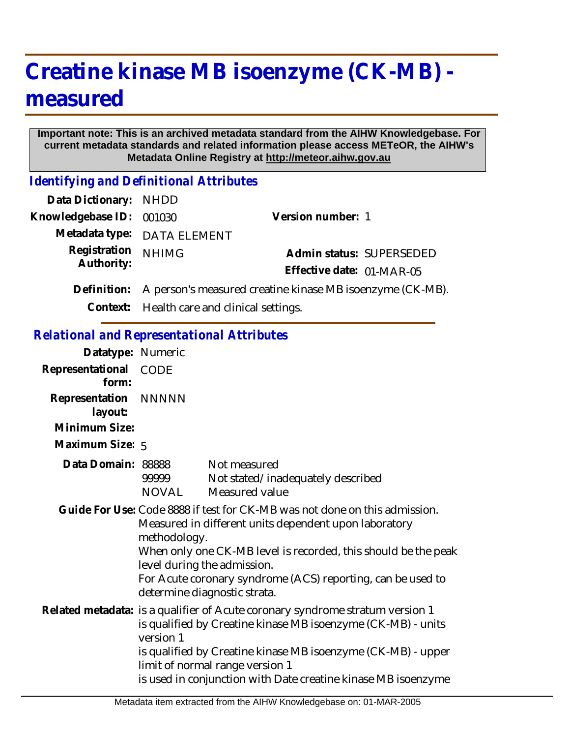# Creatine kinase MB isoenzyme (CK-MB) - measured

**Important note: This is an archived metadata standard from the AIHW Knowledgebase. For current metadata standards and related information please access METeOR, the AIHW's Metadata Online Registry at http://meteor.aihw.gov.au**

## *Identifying and Definitional Attributes*

**Data Dictionary:** NHDD

**Knowledgebase ID:** 001030

**Version number:** 1

**Metadata type:** DATA ELEMENT

**Registration Authority:** NHIMG

**Admin status:** SUPERSEDED

**Effective date:** 01-MAR-05

**Definition:** A person's measured creatine kinase MB isoenzyme (CK-MB).

**Context:** Health care and clinical settings.

## *Relational and Representational Attributes*

**Datatype:** Numeric

**Representational form:** CODE

**Representation layout:** NNNNN

**Minimum Size:**

**Maximum Size:** 5

**Data Domain:**

| | |
|---|---|
| 88888 | Not measured |
| 99999 | Not stated/inadequately described |
| NOVAL | Measured value |

**Guide For Use:** Code 8888 if test for CK-MB was not done on this admission.
Measured in different units dependent upon laboratory methodology.
When only one CK-MB level is recorded, this should be the peak level during the admission.
For Acute coronary syndrome (ACS) reporting, can be used to determine diagnostic strata.

**Related metadata:** is a qualifier of Acute coronary syndrome stratum version 1
is qualified by Creatine kinase MB isoenzyme (CK-MB) - units version 1
is qualified by Creatine kinase MB isoenzyme (CK-MB) - upper limit of normal range version 1
is used in conjunction with Date creatine kinase MB isoenzyme

Metadata item extracted from the AIHW Knowledgebase on: 01-MAR-2005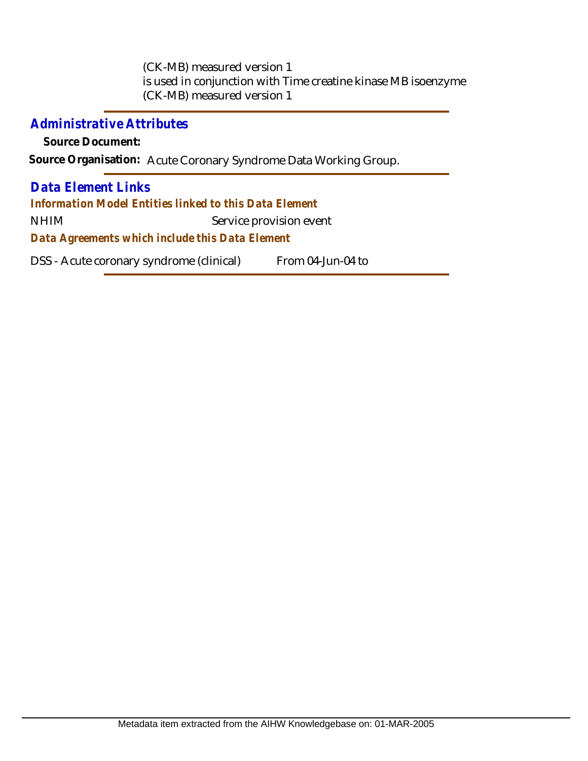(CK-MB) measured version 1
is used in conjunction with Time creatine kinase MB isoenzyme (CK-MB) measured version 1

## Administrative Attributes

**Source Document:**

**Source Organisation:** Acute Coronary Syndrome Data Working Group.

## Data Element Links

### Information Model Entities linked to this Data Element

| | |
|---|---|
| NHIM | Service provision event |

### Data Agreements which include this Data Element

| | |
|---|---|
| DSS - Acute coronary syndrome (clinical) | From 04-Jun-04 to |

Metadata item extracted from the AIHW Knowledgebase on: 01-MAR-2005